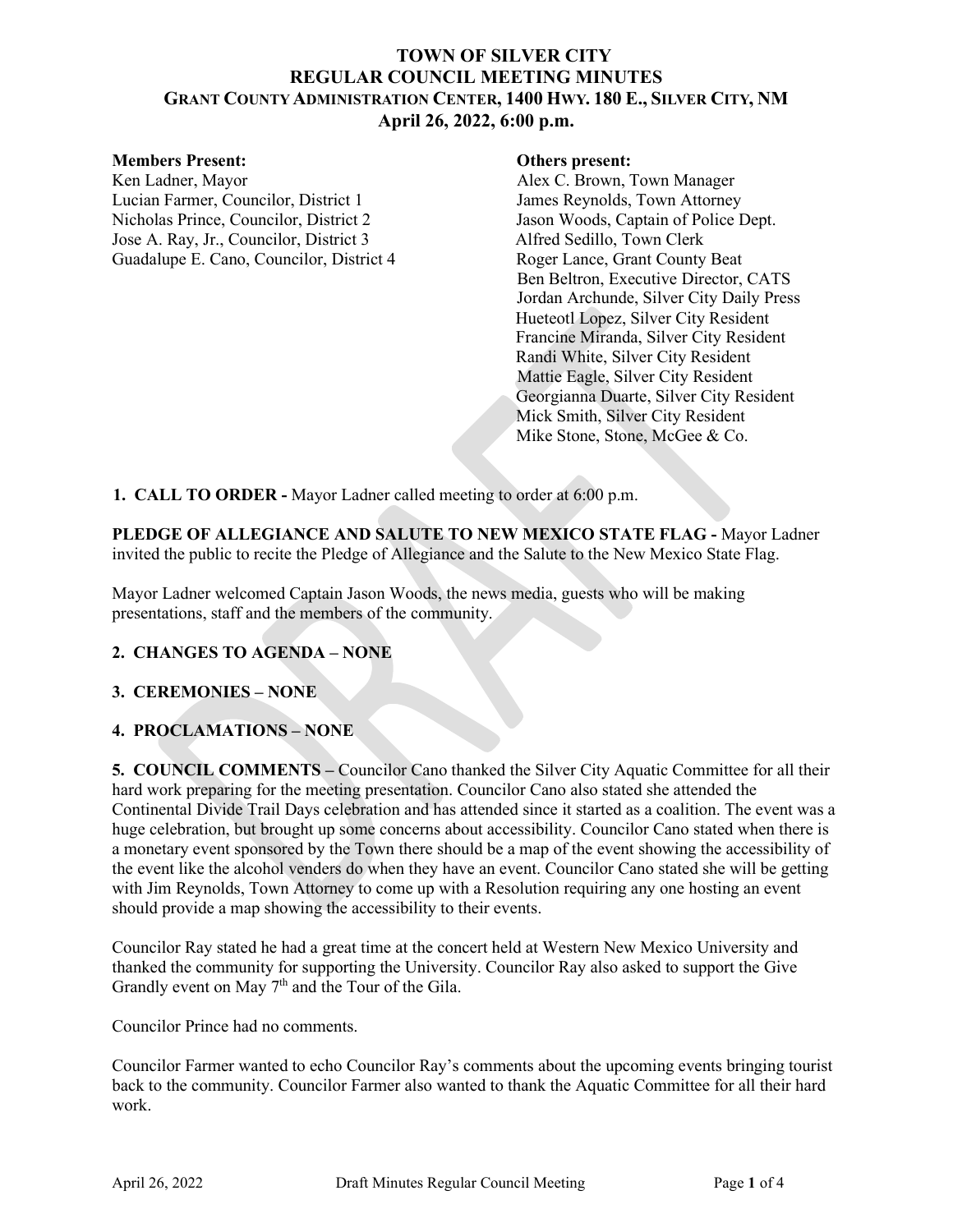# TOWN OF SILVER CITY
## REGULAR COUNCIL MEETING MINUTES
### GRANT COUNTY ADMINISTRATION CENTER, 1400 HWY. 180 E., SILVER CITY, NM
### April 26, 2022, 6:00 p.m.

**Members Present:**
Ken Ladner, Mayor
Lucian Farmer, Councilor, District 1
Nicholas Prince, Councilor, District 2
Jose A. Ray, Jr., Councilor, District 3
Guadalupe E. Cano, Councilor, District 4

**Others present:**
Alex C. Brown, Town Manager
James Reynolds, Town Attorney
Jason Woods, Captain of Police Dept.
Alfred Sedillo, Town Clerk
Roger Lance, Grant County Beat
Ben Beltron, Executive Director, CATS
Jordan Archunde, Silver City Daily Press
Hueteotl Lopez, Silver City Resident
Francine Miranda, Silver City Resident
Randi White, Silver City Resident
Mattie Eagle, Silver City Resident
Georgianna Duarte, Silver City Resident
Mick Smith, Silver City Resident
Mike Stone, Stone, McGee & Co.

**1. CALL TO ORDER -** Mayor Ladner called meeting to order at 6:00 p.m.

**PLEDGE OF ALLEGIANCE AND SALUTE TO NEW MEXICO STATE FLAG -** Mayor Ladner invited the public to recite the Pledge of Allegiance and the Salute to the New Mexico State Flag.

Mayor Ladner welcomed Captain Jason Woods, the news media, guests who will be making presentations, staff and the members of the community.

**2. CHANGES TO AGENDA – NONE**

**3. CEREMONIES – NONE**

**4. PROCLAMATIONS – NONE**

**5. COUNCIL COMMENTS –** Councilor Cano thanked the Silver City Aquatic Committee for all their hard work preparing for the meeting presentation. Councilor Cano also stated she attended the Continental Divide Trail Days celebration and has attended since it started as a coalition. The event was a huge celebration, but brought up some concerns about accessibility. Councilor Cano stated when there is a monetary event sponsored by the Town there should be a map of the event showing the accessibility of the event like the alcohol venders do when they have an event. Councilor Cano stated she will be getting with Jim Reynolds, Town Attorney to come up with a Resolution requiring any one hosting an event should provide a map showing the accessibility to their events.

Councilor Ray stated he had a great time at the concert held at Western New Mexico University and thanked the community for supporting the University. Councilor Ray also asked to support the Give Grandly event on May 7th and the Tour of the Gila.

Councilor Prince had no comments.

Councilor Farmer wanted to echo Councilor Ray's comments about the upcoming events bringing tourist back to the community. Councilor Farmer also wanted to thank the Aquatic Committee for all their hard work.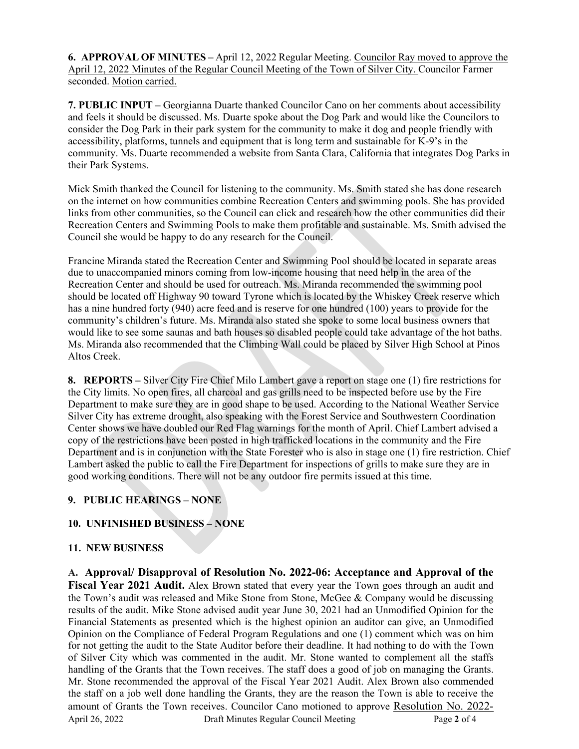**6. APPROVAL OF MINUTES –** April 12, 2022 Regular Meeting. Councilor Ray moved to approve the April 12, 2022 Minutes of the Regular Council Meeting of the Town of Silver City. Councilor Farmer seconded. Motion carried.

**7. PUBLIC INPUT –** Georgianna Duarte thanked Councilor Cano on her comments about accessibility and feels it should be discussed. Ms. Duarte spoke about the Dog Park and would like the Councilors to consider the Dog Park in their park system for the community to make it dog and people friendly with accessibility, platforms, tunnels and equipment that is long term and sustainable for K-9's in the community. Ms. Duarte recommended a website from Santa Clara, California that integrates Dog Parks in their Park Systems.

Mick Smith thanked the Council for listening to the community. Ms. Smith stated she has done research on the internet on how communities combine Recreation Centers and swimming pools. She has provided links from other communities, so the Council can click and research how the other communities did their Recreation Centers and Swimming Pools to make them profitable and sustainable. Ms. Smith advised the Council she would be happy to do any research for the Council.

Francine Miranda stated the Recreation Center and Swimming Pool should be located in separate areas due to unaccompanied minors coming from low-income housing that need help in the area of the Recreation Center and should be used for outreach. Ms. Miranda recommended the swimming pool should be located off Highway 90 toward Tyrone which is located by the Whiskey Creek reserve which has a nine hundred forty (940) acre feed and is reserve for one hundred (100) years to provide for the community's children's future. Ms. Miranda also stated she spoke to some local business owners that would like to see some saunas and bath houses so disabled people could take advantage of the hot baths. Ms. Miranda also recommended that the Climbing Wall could be placed by Silver High School at Pinos Altos Creek.

**8. REPORTS –** Silver City Fire Chief Milo Lambert gave a report on stage one (1) fire restrictions for the City limits. No open fires, all charcoal and gas grills need to be inspected before use by the Fire Department to make sure they are in good shape to be used. According to the National Weather Service Silver City has extreme drought, also speaking with the Forest Service and Southwestern Coordination Center shows we have doubled our Red Flag warnings for the month of April. Chief Lambert advised a copy of the restrictions have been posted in high trafficked locations in the community and the Fire Department and is in conjunction with the State Forester who is also in stage one (1) fire restriction. Chief Lambert asked the public to call the Fire Department for inspections of grills to make sure they are in good working conditions. There will not be any outdoor fire permits issued at this time.

**9. PUBLIC HEARINGS – NONE**

**10. UNFINISHED BUSINESS – NONE**

**11. NEW BUSINESS**

**A. Approval/ Disapproval of Resolution No. 2022-06: Acceptance and Approval of the Fiscal Year 2021 Audit.** Alex Brown stated that every year the Town goes through an audit and the Town's audit was released and Mike Stone from Stone, McGee & Company would be discussing results of the audit. Mike Stone advised audit year June 30, 2021 had an Unmodified Opinion for the Financial Statements as presented which is the highest opinion an auditor can give, an Unmodified Opinion on the Compliance of Federal Program Regulations and one (1) comment which was on him for not getting the audit to the State Auditor before their deadline. It had nothing to do with the Town of Silver City which was commented in the audit. Mr. Stone wanted to complement all the staffs handling of the Grants that the Town receives. The staff does a good of job on managing the Grants. Mr. Stone recommended the approval of the Fiscal Year 2021 Audit. Alex Brown also commended the staff on a job well done handling the Grants, they are the reason the Town is able to receive the amount of Grants the Town receives. Councilor Cano motioned to approve Resolution No. 2022-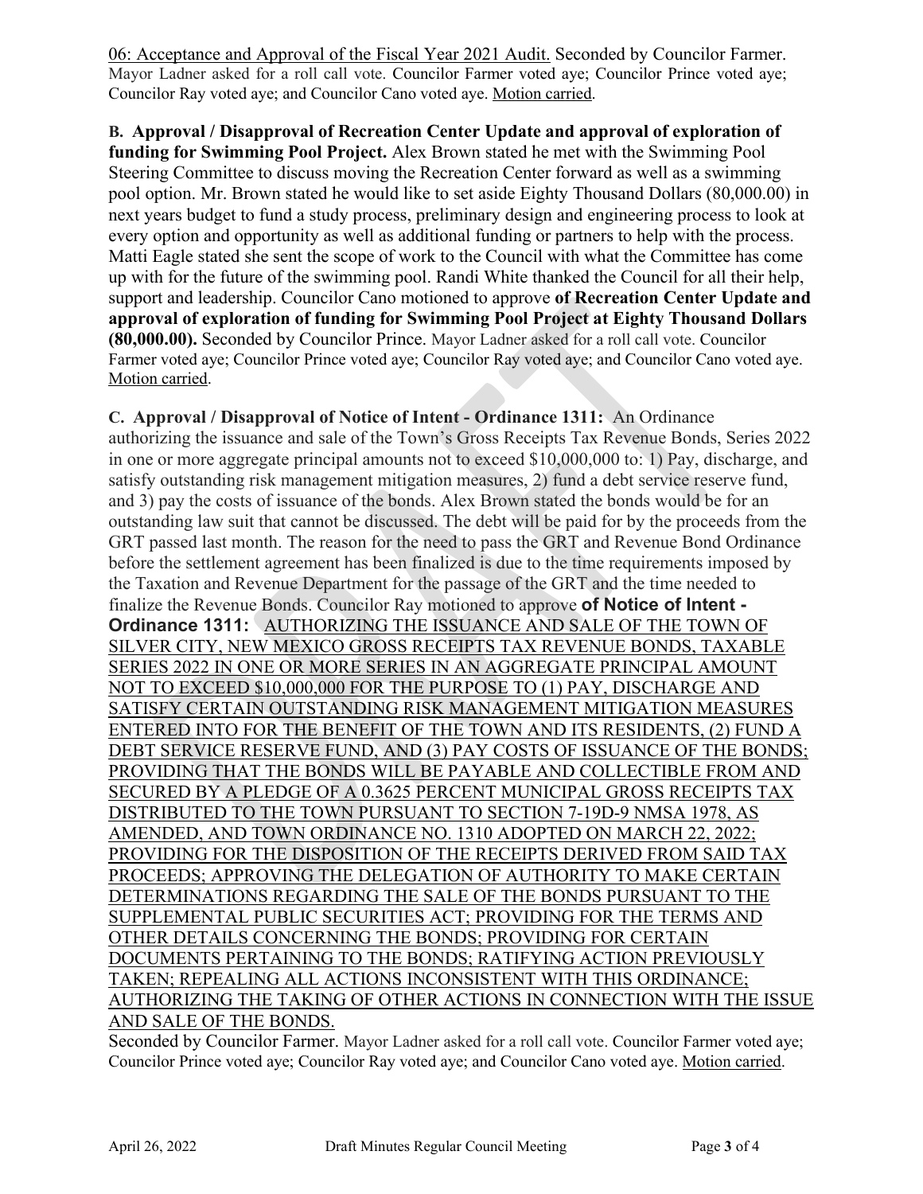06: Acceptance and Approval of the Fiscal Year 2021 Audit. Seconded by Councilor Farmer. Mayor Ladner asked for a roll call vote. Councilor Farmer voted aye; Councilor Prince voted aye; Councilor Ray voted aye; and Councilor Cano voted aye. Motion carried.

**B. Approval / Disapproval of Recreation Center Update and approval of exploration of funding for Swimming Pool Project.** Alex Brown stated he met with the Swimming Pool Steering Committee to discuss moving the Recreation Center forward as well as a swimming pool option. Mr. Brown stated he would like to set aside Eighty Thousand Dollars (80,000.00) in next years budget to fund a study process, preliminary design and engineering process to look at every option and opportunity as well as additional funding or partners to help with the process. Matti Eagle stated she sent the scope of work to the Council with what the Committee has come up with for the future of the swimming pool. Randi White thanked the Council for all their help, support and leadership. Councilor Cano motioned to approve **of Recreation Center Update and approval of exploration of funding for Swimming Pool Project at Eighty Thousand Dollars (80,000.00).** Seconded by Councilor Prince. Mayor Ladner asked for a roll call vote. Councilor Farmer voted aye; Councilor Prince voted aye; Councilor Ray voted aye; and Councilor Cano voted aye. Motion carried.

**C. Approval / Disapproval of Notice of Intent - Ordinance 1311:** An Ordinance authorizing the issuance and sale of the Town's Gross Receipts Tax Revenue Bonds, Series 2022 in one or more aggregate principal amounts not to exceed $10,000,000 to: 1) Pay, discharge, and satisfy outstanding risk management mitigation measures, 2) fund a debt service reserve fund, and 3) pay the costs of issuance of the bonds. Alex Brown stated the bonds would be for an outstanding law suit that cannot be discussed. The debt will be paid for by the proceeds from the GRT passed last month. The reason for the need to pass the GRT and Revenue Bond Ordinance before the settlement agreement has been finalized is due to the time requirements imposed by the Taxation and Revenue Department for the passage of the GRT and the time needed to finalize the Revenue Bonds. Councilor Ray motioned to approve **of Notice of Intent - Ordinance 1311:** AUTHORIZING THE ISSUANCE AND SALE OF THE TOWN OF SILVER CITY, NEW MEXICO GROSS RECEIPTS TAX REVENUE BONDS, TAXABLE SERIES 2022 IN ONE OR MORE SERIES IN AN AGGREGATE PRINCIPAL AMOUNT NOT TO EXCEED $10,000,000 FOR THE PURPOSE TO (1) PAY, DISCHARGE AND SATISFY CERTAIN OUTSTANDING RISK MANAGEMENT MITIGATION MEASURES ENTERED INTO FOR THE BENEFIT OF THE TOWN AND ITS RESIDENTS, (2) FUND A DEBT SERVICE RESERVE FUND, AND (3) PAY COSTS OF ISSUANCE OF THE BONDS; PROVIDING THAT THE BONDS WILL BE PAYABLE AND COLLECTIBLE FROM AND SECURED BY A PLEDGE OF A 0.3625 PERCENT MUNICIPAL GROSS RECEIPTS TAX DISTRIBUTED TO THE TOWN PURSUANT TO SECTION 7-19D-9 NMSA 1978, AS AMENDED, AND TOWN ORDINANCE NO. 1310 ADOPTED ON MARCH 22, 2022; PROVIDING FOR THE DISPOSITION OF THE RECEIPTS DERIVED FROM SAID TAX PROCEEDS; APPROVING THE DELEGATION OF AUTHORITY TO MAKE CERTAIN DETERMINATIONS REGARDING THE SALE OF THE BONDS PURSUANT TO THE SUPPLEMENTAL PUBLIC SECURITIES ACT; PROVIDING FOR THE TERMS AND OTHER DETAILS CONCERNING THE BONDS; PROVIDING FOR CERTAIN DOCUMENTS PERTAINING TO THE BONDS; RATIFYING ACTION PREVIOUSLY TAKEN; REPEALING ALL ACTIONS INCONSISTENT WITH THIS ORDINANCE; AUTHORIZING THE TAKING OF OTHER ACTIONS IN CONNECTION WITH THE ISSUE AND SALE OF THE BONDS.

Seconded by Councilor Farmer. Mayor Ladner asked for a roll call vote. Councilor Farmer voted aye; Councilor Prince voted aye; Councilor Ray voted aye; and Councilor Cano voted aye. Motion carried.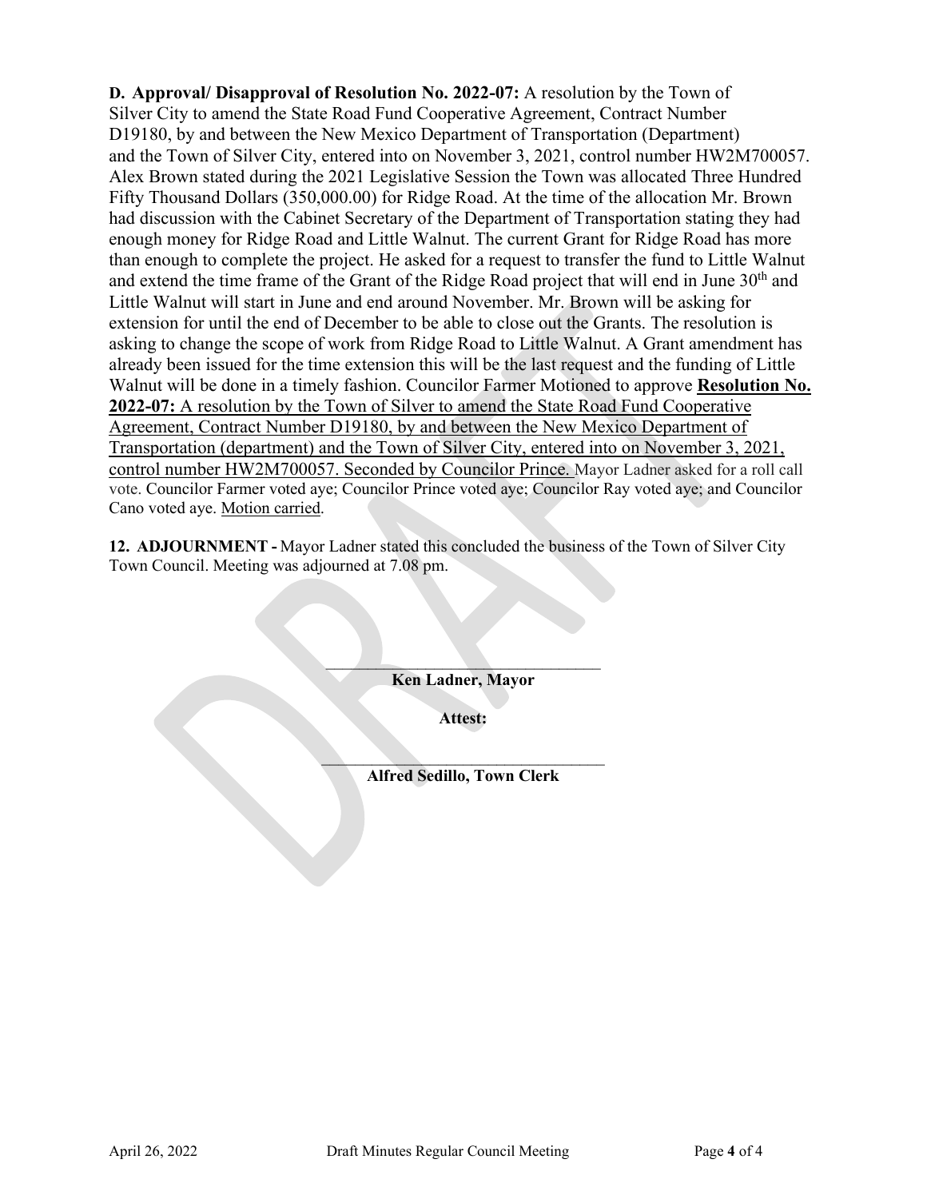**D. Approval/ Disapproval of Resolution No. 2022-07:** A resolution by the Town of Silver City to amend the State Road Fund Cooperative Agreement, Contract Number D19180, by and between the New Mexico Department of Transportation (Department) and the Town of Silver City, entered into on November 3, 2021, control number HW2M700057. Alex Brown stated during the 2021 Legislative Session the Town was allocated Three Hundred Fifty Thousand Dollars (350,000.00) for Ridge Road. At the time of the allocation Mr. Brown had discussion with the Cabinet Secretary of the Department of Transportation stating they had enough money for Ridge Road and Little Walnut. The current Grant for Ridge Road has more than enough to complete the project. He asked for a request to transfer the fund to Little Walnut and extend the time frame of the Grant of the Ridge Road project that will end in June 30th and Little Walnut will start in June and end around November. Mr. Brown will be asking for extension for until the end of December to be able to close out the Grants. The resolution is asking to change the scope of work from Ridge Road to Little Walnut. A Grant amendment has already been issued for the time extension this will be the last request and the funding of Little Walnut will be done in a timely fashion. Councilor Farmer Motioned to approve **Resolution No. 2022-07:** A resolution by the Town of Silver to amend the State Road Fund Cooperative Agreement, Contract Number D19180, by and between the New Mexico Department of Transportation (department) and the Town of Silver City, entered into on November 3, 2021, control number HW2M700057. Seconded by Councilor Prince. Mayor Ladner asked for a roll call vote. Councilor Farmer voted aye; Councilor Prince voted aye; Councilor Ray voted aye; and Councilor Cano voted aye. Motion carried.

**12. ADJOURNMENT -** Mayor Ladner stated this concluded the business of the Town of Silver City Town Council. Meeting was adjourned at 7.08 pm.

\_\_\_\_\_\_\_\_\_\_\_\_\_\_\_\_\_\_\_\_\_\_\_\_\_\_\_\_\_\_\_\_\_\_

**Ken Ladner, Mayor**

**Attest:**

\_\_\_\_\_\_\_\_\_\_\_\_\_\_\_\_\_\_\_\_\_\_\_\_\_\_\_\_\_\_\_\_\_\_

**Alfred Sedillo, Town Clerk**